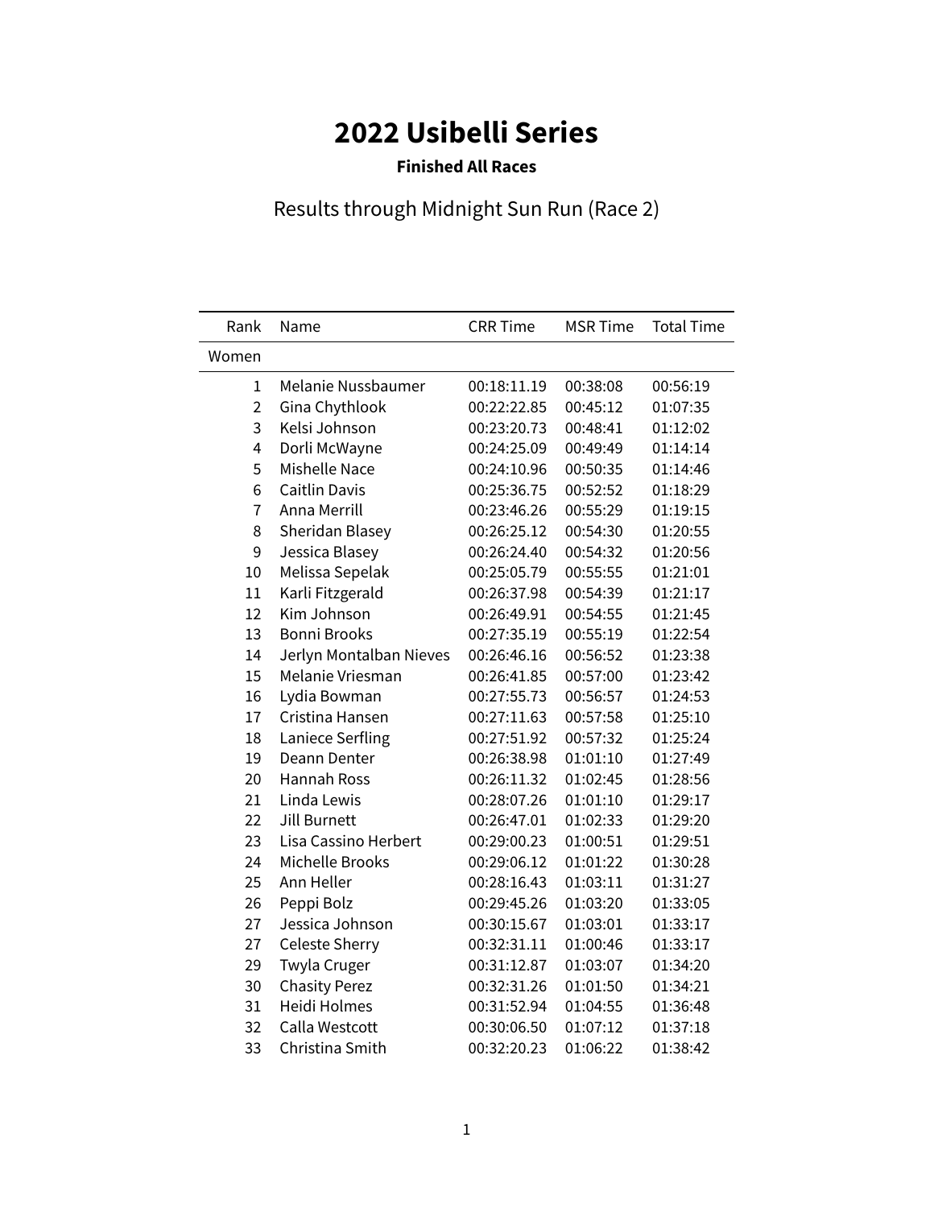# 2022 Usibelli Series

**Finished All Races**

## Results through Midnight Sun Run (Race 2)

| Rank | Name | CRR Time | MSR Time | Total Time |
|---|---|---|---|---|
| Women | | | | |
| 1 | Melanie Nussbaumer | 00:18:11.19 | 00:38:08 | 00:56:19 |
| 2 | Gina Chythlook | 00:22:22.85 | 00:45:12 | 01:07:35 |
| 3 | Kelsi Johnson | 00:23:20.73 | 00:48:41 | 01:12:02 |
| 4 | Dorli McWayne | 00:24:25.09 | 00:49:49 | 01:14:14 |
| 5 | Mishelle Nace | 00:24:10.96 | 00:50:35 | 01:14:46 |
| 6 | Caitlin Davis | 00:25:36.75 | 00:52:52 | 01:18:29 |
| 7 | Anna Merrill | 00:23:46.26 | 00:55:29 | 01:19:15 |
| 8 | Sheridan Blasey | 00:26:25.12 | 00:54:30 | 01:20:55 |
| 9 | Jessica Blasey | 00:26:24.40 | 00:54:32 | 01:20:56 |
| 10 | Melissa Sepelak | 00:25:05.79 | 00:55:55 | 01:21:01 |
| 11 | Karli Fitzgerald | 00:26:37.98 | 00:54:39 | 01:21:17 |
| 12 | Kim Johnson | 00:26:49.91 | 00:54:55 | 01:21:45 |
| 13 | Bonni Brooks | 00:27:35.19 | 00:55:19 | 01:22:54 |
| 14 | Jerlyn Montalban Nieves | 00:26:46.16 | 00:56:52 | 01:23:38 |
| 15 | Melanie Vriesman | 00:26:41.85 | 00:57:00 | 01:23:42 |
| 16 | Lydia Bowman | 00:27:55.73 | 00:56:57 | 01:24:53 |
| 17 | Cristina Hansen | 00:27:11.63 | 00:57:58 | 01:25:10 |
| 18 | Laniece Serfling | 00:27:51.92 | 00:57:32 | 01:25:24 |
| 19 | Deann Denter | 00:26:38.98 | 01:01:10 | 01:27:49 |
| 20 | Hannah Ross | 00:26:11.32 | 01:02:45 | 01:28:56 |
| 21 | Linda Lewis | 00:28:07.26 | 01:01:10 | 01:29:17 |
| 22 | Jill Burnett | 00:26:47.01 | 01:02:33 | 01:29:20 |
| 23 | Lisa Cassino Herbert | 00:29:00.23 | 01:00:51 | 01:29:51 |
| 24 | Michelle Brooks | 00:29:06.12 | 01:01:22 | 01:30:28 |
| 25 | Ann Heller | 00:28:16.43 | 01:03:11 | 01:31:27 |
| 26 | Peppi Bolz | 00:29:45.26 | 01:03:20 | 01:33:05 |
| 27 | Jessica Johnson | 00:30:15.67 | 01:03:01 | 01:33:17 |
| 27 | Celeste Sherry | 00:32:31.11 | 01:00:46 | 01:33:17 |
| 29 | Twyla Cruger | 00:31:12.87 | 01:03:07 | 01:34:20 |
| 30 | Chasity Perez | 00:32:31.26 | 01:01:50 | 01:34:21 |
| 31 | Heidi Holmes | 00:31:52.94 | 01:04:55 | 01:36:48 |
| 32 | Calla Westcott | 00:30:06.50 | 01:07:12 | 01:37:18 |
| 33 | Christina Smith | 00:32:20.23 | 01:06:22 | 01:38:42 |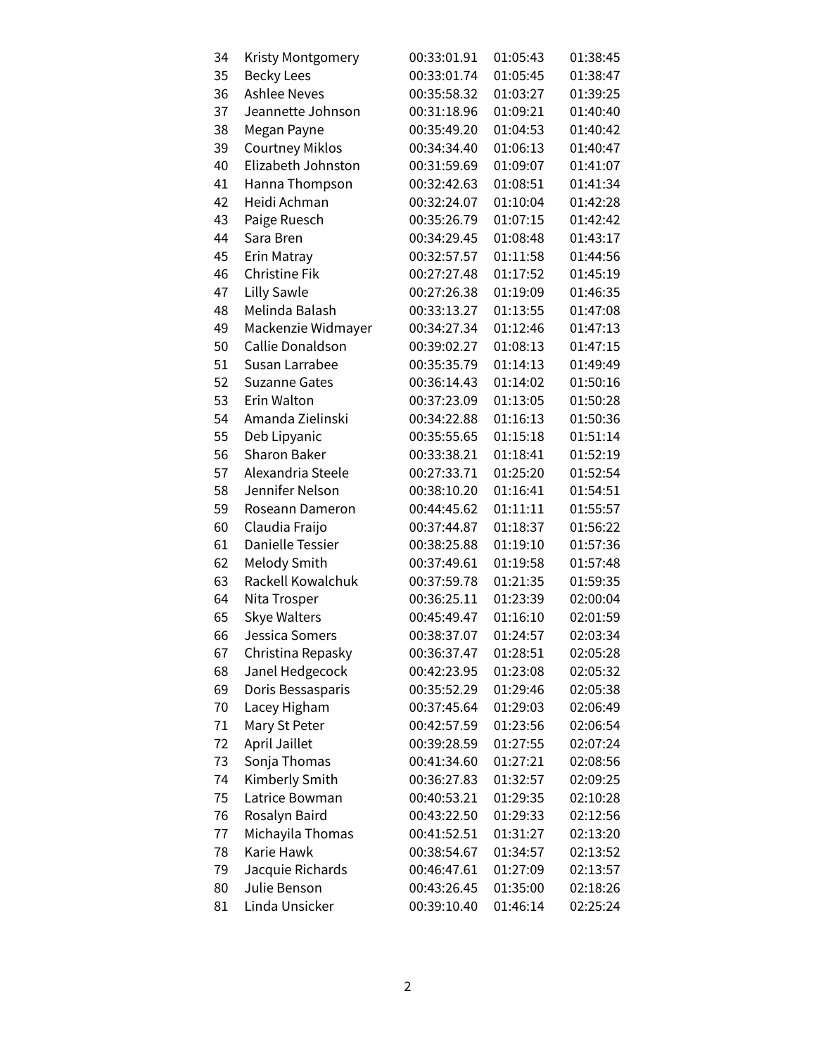| | | | | |
|---|---|---|---|---|
| 34 | Kristy Montgomery | 00:33:01.91 | 01:05:43 | 01:38:45 |
| 35 | Becky Lees | 00:33:01.74 | 01:05:45 | 01:38:47 |
| 36 | Ashlee Neves | 00:35:58.32 | 01:03:27 | 01:39:25 |
| 37 | Jeannette Johnson | 00:31:18.96 | 01:09:21 | 01:40:40 |
| 38 | Megan Payne | 00:35:49.20 | 01:04:53 | 01:40:42 |
| 39 | Courtney Miklos | 00:34:34.40 | 01:06:13 | 01:40:47 |
| 40 | Elizabeth Johnston | 00:31:59.69 | 01:09:07 | 01:41:07 |
| 41 | Hanna Thompson | 00:32:42.63 | 01:08:51 | 01:41:34 |
| 42 | Heidi Achman | 00:32:24.07 | 01:10:04 | 01:42:28 |
| 43 | Paige Ruesch | 00:35:26.79 | 01:07:15 | 01:42:42 |
| 44 | Sara Bren | 00:34:29.45 | 01:08:48 | 01:43:17 |
| 45 | Erin Matray | 00:32:57.57 | 01:11:58 | 01:44:56 |
| 46 | Christine Fik | 00:27:27.48 | 01:17:52 | 01:45:19 |
| 47 | Lilly Sawle | 00:27:26.38 | 01:19:09 | 01:46:35 |
| 48 | Melinda Balash | 00:33:13.27 | 01:13:55 | 01:47:08 |
| 49 | Mackenzie Widmayer | 00:34:27.34 | 01:12:46 | 01:47:13 |
| 50 | Callie Donaldson | 00:39:02.27 | 01:08:13 | 01:47:15 |
| 51 | Susan Larrabee | 00:35:35.79 | 01:14:13 | 01:49:49 |
| 52 | Suzanne Gates | 00:36:14.43 | 01:14:02 | 01:50:16 |
| 53 | Erin Walton | 00:37:23.09 | 01:13:05 | 01:50:28 |
| 54 | Amanda Zielinski | 00:34:22.88 | 01:16:13 | 01:50:36 |
| 55 | Deb Lipyanic | 00:35:55.65 | 01:15:18 | 01:51:14 |
| 56 | Sharon Baker | 00:33:38.21 | 01:18:41 | 01:52:19 |
| 57 | Alexandria Steele | 00:27:33.71 | 01:25:20 | 01:52:54 |
| 58 | Jennifer Nelson | 00:38:10.20 | 01:16:41 | 01:54:51 |
| 59 | Roseann Dameron | 00:44:45.62 | 01:11:11 | 01:55:57 |
| 60 | Claudia Fraijo | 00:37:44.87 | 01:18:37 | 01:56:22 |
| 61 | Danielle Tessier | 00:38:25.88 | 01:19:10 | 01:57:36 |
| 62 | Melody Smith | 00:37:49.61 | 01:19:58 | 01:57:48 |
| 63 | Rackell Kowalchuk | 00:37:59.78 | 01:21:35 | 01:59:35 |
| 64 | Nita Trosper | 00:36:25.11 | 01:23:39 | 02:00:04 |
| 65 | Skye Walters | 00:45:49.47 | 01:16:10 | 02:01:59 |
| 66 | Jessica Somers | 00:38:37.07 | 01:24:57 | 02:03:34 |
| 67 | Christina Repasky | 00:36:37.47 | 01:28:51 | 02:05:28 |
| 68 | Janel Hedgecock | 00:42:23.95 | 01:23:08 | 02:05:32 |
| 69 | Doris Bessasparis | 00:35:52.29 | 01:29:46 | 02:05:38 |
| 70 | Lacey Higham | 00:37:45.64 | 01:29:03 | 02:06:49 |
| 71 | Mary St Peter | 00:42:57.59 | 01:23:56 | 02:06:54 |
| 72 | April Jaillet | 00:39:28.59 | 01:27:55 | 02:07:24 |
| 73 | Sonja Thomas | 00:41:34.60 | 01:27:21 | 02:08:56 |
| 74 | Kimberly Smith | 00:36:27.83 | 01:32:57 | 02:09:25 |
| 75 | Latrice Bowman | 00:40:53.21 | 01:29:35 | 02:10:28 |
| 76 | Rosalyn Baird | 00:43:22.50 | 01:29:33 | 02:12:56 |
| 77 | Michayila Thomas | 00:41:52.51 | 01:31:27 | 02:13:20 |
| 78 | Karie Hawk | 00:38:54.67 | 01:34:57 | 02:13:52 |
| 79 | Jacquie Richards | 00:46:47.61 | 01:27:09 | 02:13:57 |
| 80 | Julie Benson | 00:43:26.45 | 01:35:00 | 02:18:26 |
| 81 | Linda Unsicker | 00:39:10.40 | 01:46:14 | 02:25:24 |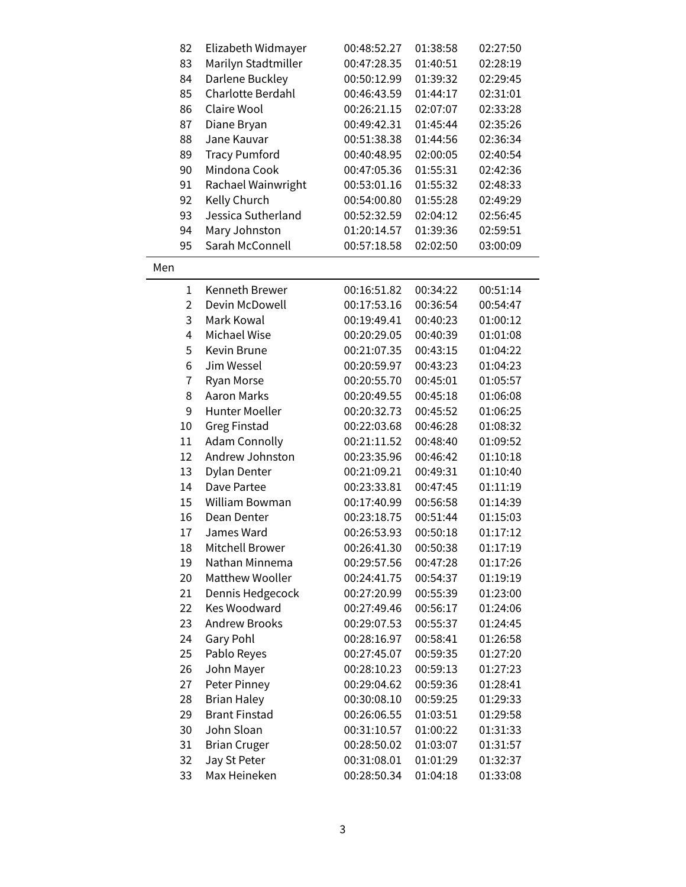| | | | | |
|---|---|---|---|---|
| 82 | Elizabeth Widmayer | 00:48:52.27 | 01:38:58 | 02:27:50 |
| 83 | Marilyn Stadtmiller | 00:47:28.35 | 01:40:51 | 02:28:19 |
| 84 | Darlene Buckley | 00:50:12.99 | 01:39:32 | 02:29:45 |
| 85 | Charlotte Berdahl | 00:46:43.59 | 01:44:17 | 02:31:01 |
| 86 | Claire Wool | 00:26:21.15 | 02:07:07 | 02:33:28 |
| 87 | Diane Bryan | 00:49:42.31 | 01:45:44 | 02:35:26 |
| 88 | Jane Kauvar | 00:51:38.38 | 01:44:56 | 02:36:34 |
| 89 | Tracy Pumford | 00:40:48.95 | 02:00:05 | 02:40:54 |
| 90 | Mindona Cook | 00:47:05.36 | 01:55:31 | 02:42:36 |
| 91 | Rachael Wainwright | 00:53:01.16 | 01:55:32 | 02:48:33 |
| 92 | Kelly Church | 00:54:00.80 | 01:55:28 | 02:49:29 |
| 93 | Jessica Sutherland | 00:52:32.59 | 02:04:12 | 02:56:45 |
| 94 | Mary Johnston | 01:20:14.57 | 01:39:36 | 02:59:51 |
| 95 | Sarah McConnell | 00:57:18.58 | 02:02:50 | 03:00:09 |

Men

| | | | | |
|---|---|---|---|---|
| 1 | Kenneth Brewer | 00:16:51.82 | 00:34:22 | 00:51:14 |
| 2 | Devin McDowell | 00:17:53.16 | 00:36:54 | 00:54:47 |
| 3 | Mark Kowal | 00:19:49.41 | 00:40:23 | 01:00:12 |
| 4 | Michael Wise | 00:20:29.05 | 00:40:39 | 01:01:08 |
| 5 | Kevin Brune | 00:21:07.35 | 00:43:15 | 01:04:22 |
| 6 | Jim Wessel | 00:20:59.97 | 00:43:23 | 01:04:23 |
| 7 | Ryan Morse | 00:20:55.70 | 00:45:01 | 01:05:57 |
| 8 | Aaron Marks | 00:20:49.55 | 00:45:18 | 01:06:08 |
| 9 | Hunter Moeller | 00:20:32.73 | 00:45:52 | 01:06:25 |
| 10 | Greg Finstad | 00:22:03.68 | 00:46:28 | 01:08:32 |
| 11 | Adam Connolly | 00:21:11.52 | 00:48:40 | 01:09:52 |
| 12 | Andrew Johnston | 00:23:35.96 | 00:46:42 | 01:10:18 |
| 13 | Dylan Denter | 00:21:09.21 | 00:49:31 | 01:10:40 |
| 14 | Dave Partee | 00:23:33.81 | 00:47:45 | 01:11:19 |
| 15 | William Bowman | 00:17:40.99 | 00:56:58 | 01:14:39 |
| 16 | Dean Denter | 00:23:18.75 | 00:51:44 | 01:15:03 |
| 17 | James Ward | 00:26:53.93 | 00:50:18 | 01:17:12 |
| 18 | Mitchell Brower | 00:26:41.30 | 00:50:38 | 01:17:19 |
| 19 | Nathan Minnema | 00:29:57.56 | 00:47:28 | 01:17:26 |
| 20 | Matthew Wooller | 00:24:41.75 | 00:54:37 | 01:19:19 |
| 21 | Dennis Hedgecock | 00:27:20.99 | 00:55:39 | 01:23:00 |
| 22 | Kes Woodward | 00:27:49.46 | 00:56:17 | 01:24:06 |
| 23 | Andrew Brooks | 00:29:07.53 | 00:55:37 | 01:24:45 |
| 24 | Gary Pohl | 00:28:16.97 | 00:58:41 | 01:26:58 |
| 25 | Pablo Reyes | 00:27:45.07 | 00:59:35 | 01:27:20 |
| 26 | John Mayer | 00:28:10.23 | 00:59:13 | 01:27:23 |
| 27 | Peter Pinney | 00:29:04.62 | 00:59:36 | 01:28:41 |
| 28 | Brian Haley | 00:30:08.10 | 00:59:25 | 01:29:33 |
| 29 | Brant Finstad | 00:26:06.55 | 01:03:51 | 01:29:58 |
| 30 | John Sloan | 00:31:10.57 | 01:00:22 | 01:31:33 |
| 31 | Brian Cruger | 00:28:50.02 | 01:03:07 | 01:31:57 |
| 32 | Jay St Peter | 00:31:08.01 | 01:01:29 | 01:32:37 |
| 33 | Max Heineken | 00:28:50.34 | 01:04:18 | 01:33:08 |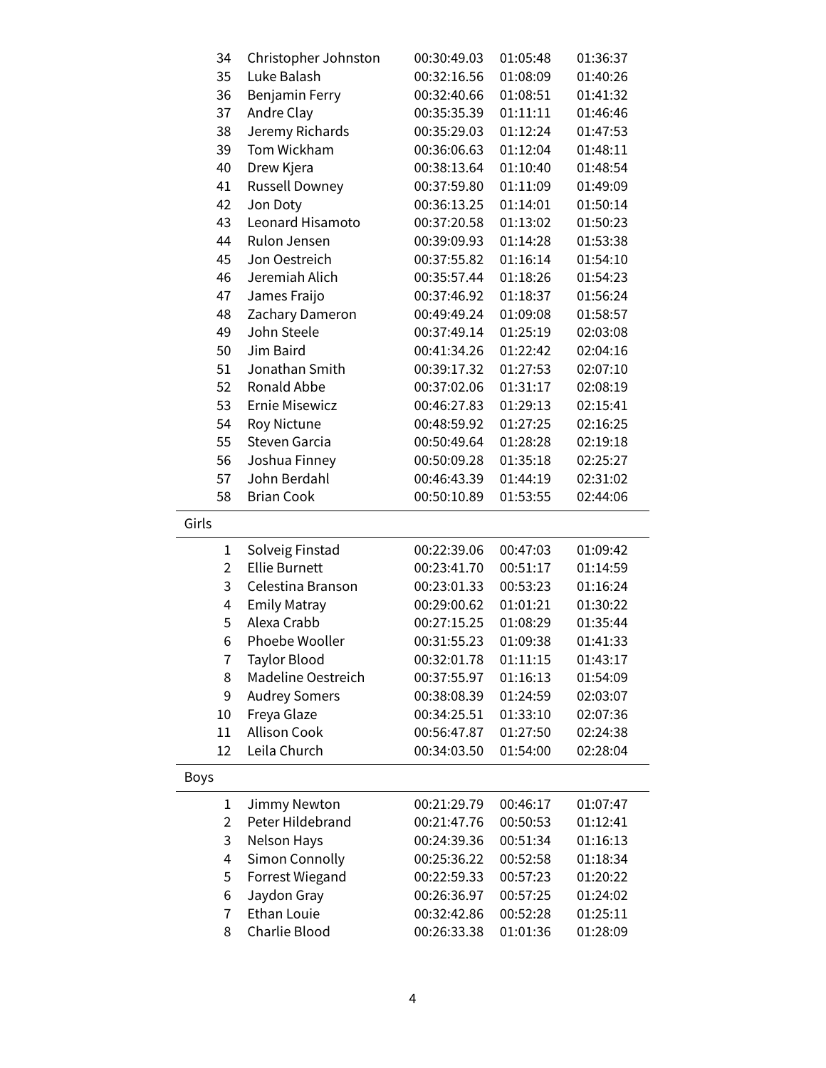| | | | | |
|---|---|---|---|---|
| 34 | Christopher Johnston | 00:30:49.03 | 01:05:48 | 01:36:37 |
| 35 | Luke Balash | 00:32:16.56 | 01:08:09 | 01:40:26 |
| 36 | Benjamin Ferry | 00:32:40.66 | 01:08:51 | 01:41:32 |
| 37 | Andre Clay | 00:35:35.39 | 01:11:11 | 01:46:46 |
| 38 | Jeremy Richards | 00:35:29.03 | 01:12:24 | 01:47:53 |
| 39 | Tom Wickham | 00:36:06.63 | 01:12:04 | 01:48:11 |
| 40 | Drew Kjera | 00:38:13.64 | 01:10:40 | 01:48:54 |
| 41 | Russell Downey | 00:37:59.80 | 01:11:09 | 01:49:09 |
| 42 | Jon Doty | 00:36:13.25 | 01:14:01 | 01:50:14 |
| 43 | Leonard Hisamoto | 00:37:20.58 | 01:13:02 | 01:50:23 |
| 44 | Rulon Jensen | 00:39:09.93 | 01:14:28 | 01:53:38 |
| 45 | Jon Oestreich | 00:37:55.82 | 01:16:14 | 01:54:10 |
| 46 | Jeremiah Alich | 00:35:57.44 | 01:18:26 | 01:54:23 |
| 47 | James Fraijo | 00:37:46.92 | 01:18:37 | 01:56:24 |
| 48 | Zachary Dameron | 00:49:49.24 | 01:09:08 | 01:58:57 |
| 49 | John Steele | 00:37:49.14 | 01:25:19 | 02:03:08 |
| 50 | Jim Baird | 00:41:34.26 | 01:22:42 | 02:04:16 |
| 51 | Jonathan Smith | 00:39:17.32 | 01:27:53 | 02:07:10 |
| 52 | Ronald Abbe | 00:37:02.06 | 01:31:17 | 02:08:19 |
| 53 | Ernie Misewicz | 00:46:27.83 | 01:29:13 | 02:15:41 |
| 54 | Roy Nictune | 00:48:59.92 | 01:27:25 | 02:16:25 |
| 55 | Steven Garcia | 00:50:49.64 | 01:28:28 | 02:19:18 |
| 56 | Joshua Finney | 00:50:09.28 | 01:35:18 | 02:25:27 |
| 57 | John Berdahl | 00:46:43.39 | 01:44:19 | 02:31:02 |
| 58 | Brian Cook | 00:50:10.89 | 01:53:55 | 02:44:06 |

Girls

| | | | | |
|---|---|---|---|---|
| 1 | Solveig Finstad | 00:22:39.06 | 00:47:03 | 01:09:42 |
| 2 | Ellie Burnett | 00:23:41.70 | 00:51:17 | 01:14:59 |
| 3 | Celestina Branson | 00:23:01.33 | 00:53:23 | 01:16:24 |
| 4 | Emily Matray | 00:29:00.62 | 01:01:21 | 01:30:22 |
| 5 | Alexa Crabb | 00:27:15.25 | 01:08:29 | 01:35:44 |
| 6 | Phoebe Wooller | 00:31:55.23 | 01:09:38 | 01:41:33 |
| 7 | Taylor Blood | 00:32:01.78 | 01:11:15 | 01:43:17 |
| 8 | Madeline Oestreich | 00:37:55.97 | 01:16:13 | 01:54:09 |
| 9 | Audrey Somers | 00:38:08.39 | 01:24:59 | 02:03:07 |
| 10 | Freya Glaze | 00:34:25.51 | 01:33:10 | 02:07:36 |
| 11 | Allison Cook | 00:56:47.87 | 01:27:50 | 02:24:38 |
| 12 | Leila Church | 00:34:03.50 | 01:54:00 | 02:28:04 |

Boys

| | | | | |
|---|---|---|---|---|
| 1 | Jimmy Newton | 00:21:29.79 | 00:46:17 | 01:07:47 |
| 2 | Peter Hildebrand | 00:21:47.76 | 00:50:53 | 01:12:41 |
| 3 | Nelson Hays | 00:24:39.36 | 00:51:34 | 01:16:13 |
| 4 | Simon Connolly | 00:25:36.22 | 00:52:58 | 01:18:34 |
| 5 | Forrest Wiegand | 00:22:59.33 | 00:57:23 | 01:20:22 |
| 6 | Jaydon Gray | 00:26:36.97 | 00:57:25 | 01:24:02 |
| 7 | Ethan Louie | 00:32:42.86 | 00:52:28 | 01:25:11 |
| 8 | Charlie Blood | 00:26:33.38 | 01:01:36 | 01:28:09 |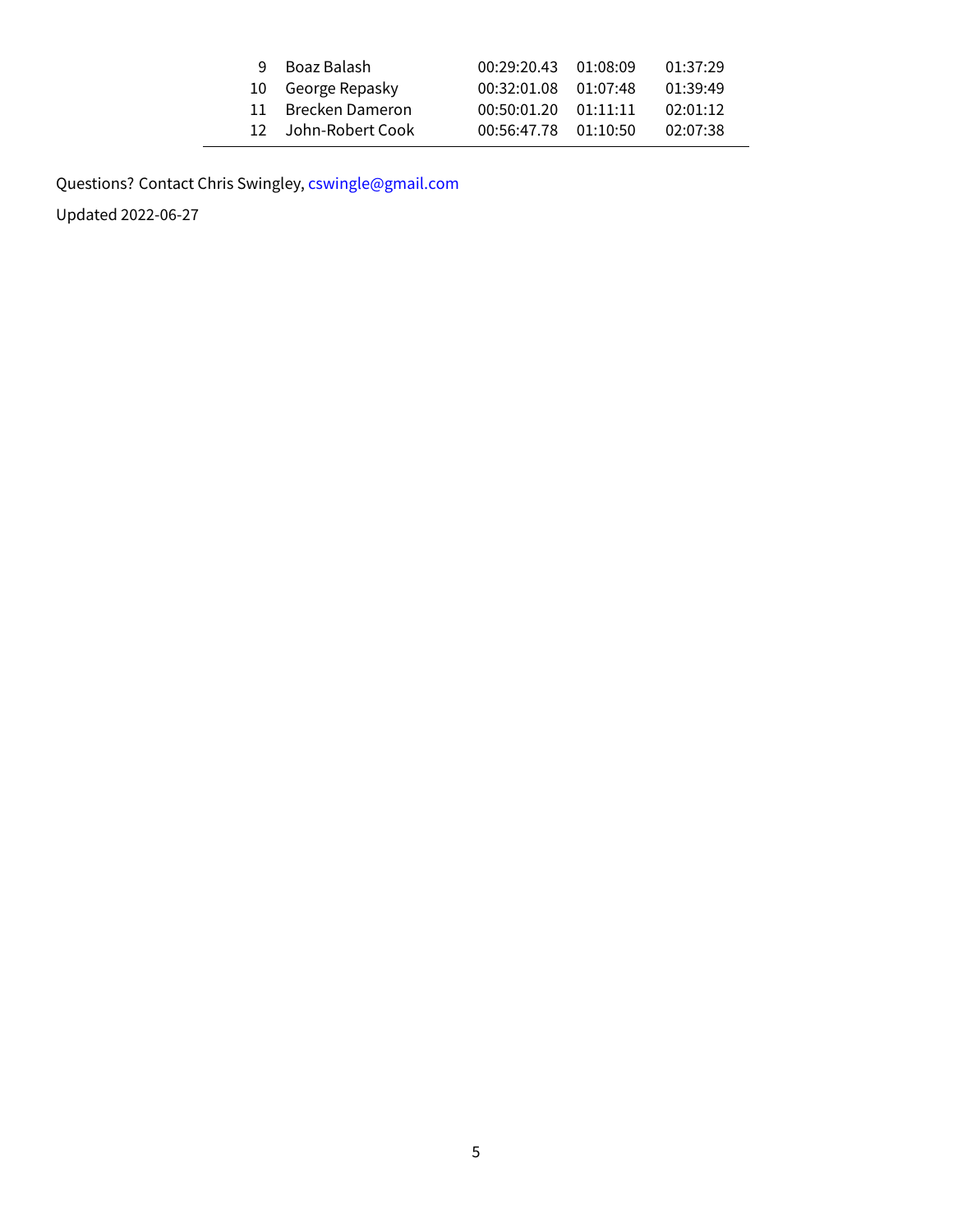| | | | | |
|---|---|---|---|---|
| 9 | Boaz Balash | 00:29:20.43 | 01:08:09 | 01:37:29 |
| 10 | George Repasky | 00:32:01.08 | 01:07:48 | 01:39:49 |
| 11 | Brecken Dameron | 00:50:01.20 | 01:11:11 | 02:01:12 |
| 12 | John-Robert Cook | 00:56:47.78 | 01:10:50 | 02:07:38 |

Questions? Contact Chris Swingley, cswingle@gmail.com

Updated 2022-06-27